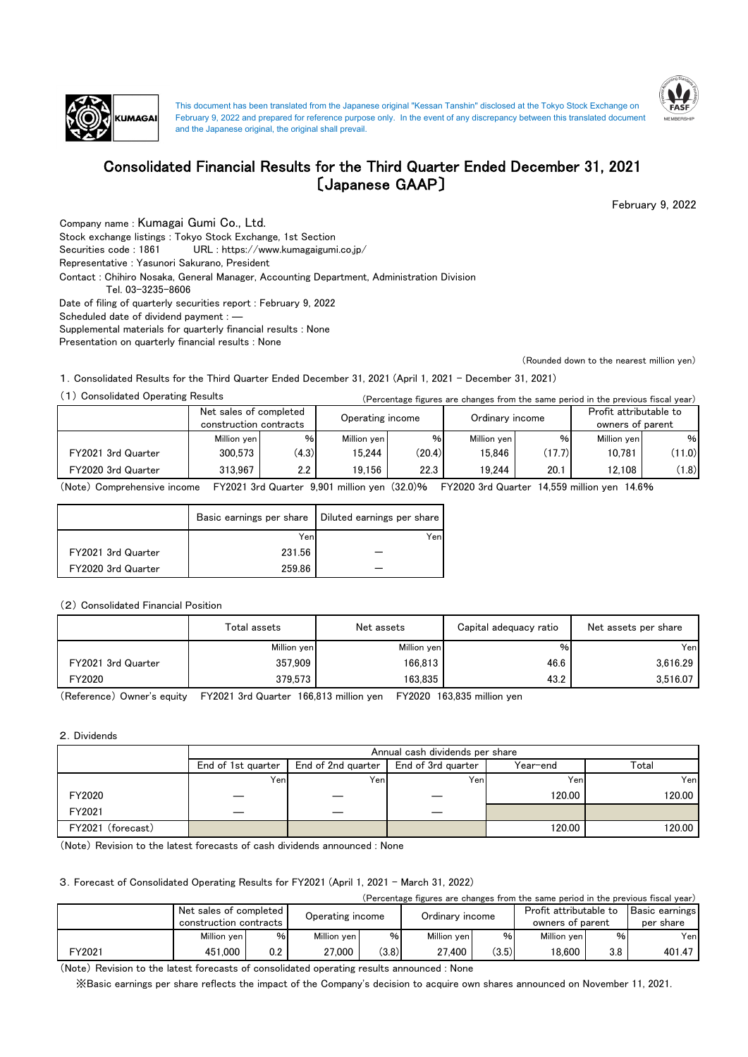This document has been translated from the Japanese original "Kessan Tanshin" disclosed at the Tokyo Stock Exchange on February 9, 2022 and prepared for reference purpose only. In the event of any discrepancy between this translated document and the Japanese original, the original shall prevail.

# Consolidated Financial Results for the Third Quarter Ended December 31, 2021 〔Japanese GAAP〕

February 9, 2022

Company name : Kumagai Gumi Co., Ltd.
Stock exchange listings : Tokyo Stock Exchange, 1st Section
Securities code : 1861 URL : https://www.kumagaigumi.co.jp/
Representative : Yasunori Sakurano, President
Contact : Chihiro Nosaka, General Manager, Accounting Department, Administration Division
Tel. 03-3235-8606
Date of filing of quarterly securities report : February 9, 2022
Scheduled date of dividend payment : ―
Supplemental materials for quarterly financial results : None
Presentation on quarterly financial results : None

(Rounded down to the nearest million yen)

## 1. Consolidated Results for the Third Quarter Ended December 31, 2021 (April 1, 2021 – December 31, 2021)

### (1) Consolidated Operating Results

(Percentage figures are changes from the same period in the previous fiscal year)

| | Net sales of completed construction contracts | | Operating income | | Ordinary income | | Profit attributable to owners of parent | |
|---|---|---|---|---|---|---|---|---|
| | Million yen | % | Million yen | % | Million yen | % | Million yen | % |
| FY2021 3rd Quarter | 300,573 | (4.3) | 15,244 | (20.4) | 15,846 | (17.7) | 10,781 | (11.0) |
| FY2020 3rd Quarter | 313,967 | 2.2 | 19,156 | 22.3 | 19,244 | 20.1 | 12,108 | (1.8) |

(Note) Comprehensive income FY2021 3rd Quarter 9,901 million yen (32.0)% FY2020 3rd Quarter 14,559 million yen 14.6%

| | Basic earnings per share | Diluted earnings per share |
|---|---|---|
| | Yen | Yen |
| FY2021 3rd Quarter | 231.56 | ― |
| FY2020 3rd Quarter | 259.86 | ― |

### (2) Consolidated Financial Position

| | Total assets | Net assets | Capital adequacy ratio | Net assets per share |
|---|---|---|---|---|
| | Million yen | Million yen | % | Yen |
| FY2021 3rd Quarter | 357,909 | 166,813 | 46.6 | 3,616.29 |
| FY2020 | 379,573 | 163,835 | 43.2 | 3,516.07 |

(Reference) Owner's equity FY2021 3rd Quarter 166,813 million yen FY2020 163,835 million yen

## 2. Dividends

| | Annual cash dividends per share | | | | |
|---|---|---|---|---|---|
| | End of 1st quarter | End of 2nd quarter | End of 3rd quarter | Year-end | Total |
| | Yen | Yen | Yen | Yen | Yen |
| FY2020 | ― | ― | ― | 120.00 | 120.00 |
| FY2021 | ― | ― | ― | | |
| FY2021 (forecast) | | | | 120.00 | 120.00 |

(Note) Revision to the latest forecasts of cash dividends announced : None

## 3. Forecast of Consolidated Operating Results for FY2021 (April 1, 2021 – March 31, 2022)

(Percentage figures are changes from the same period in the previous fiscal year)

| | Net sales of completed construction contracts | | Operating income | | Ordinary income | | Profit attributable to owners of parent | | Basic earnings per share |
|---|---|---|---|---|---|---|---|---|---|
| | Million yen | % | Million yen | % | Million yen | % | Million yen | % | Yen |
| FY2021 | 451,000 | 0.2 | 27,000 | (3.8) | 27,400 | (3.5) | 18,600 | 3.8 | 401.47 |

(Note) Revision to the latest forecasts of consolidated operating results announced : None

※Basic earnings per share reflects the impact of the Company's decision to acquire own shares announced on November 11, 2021.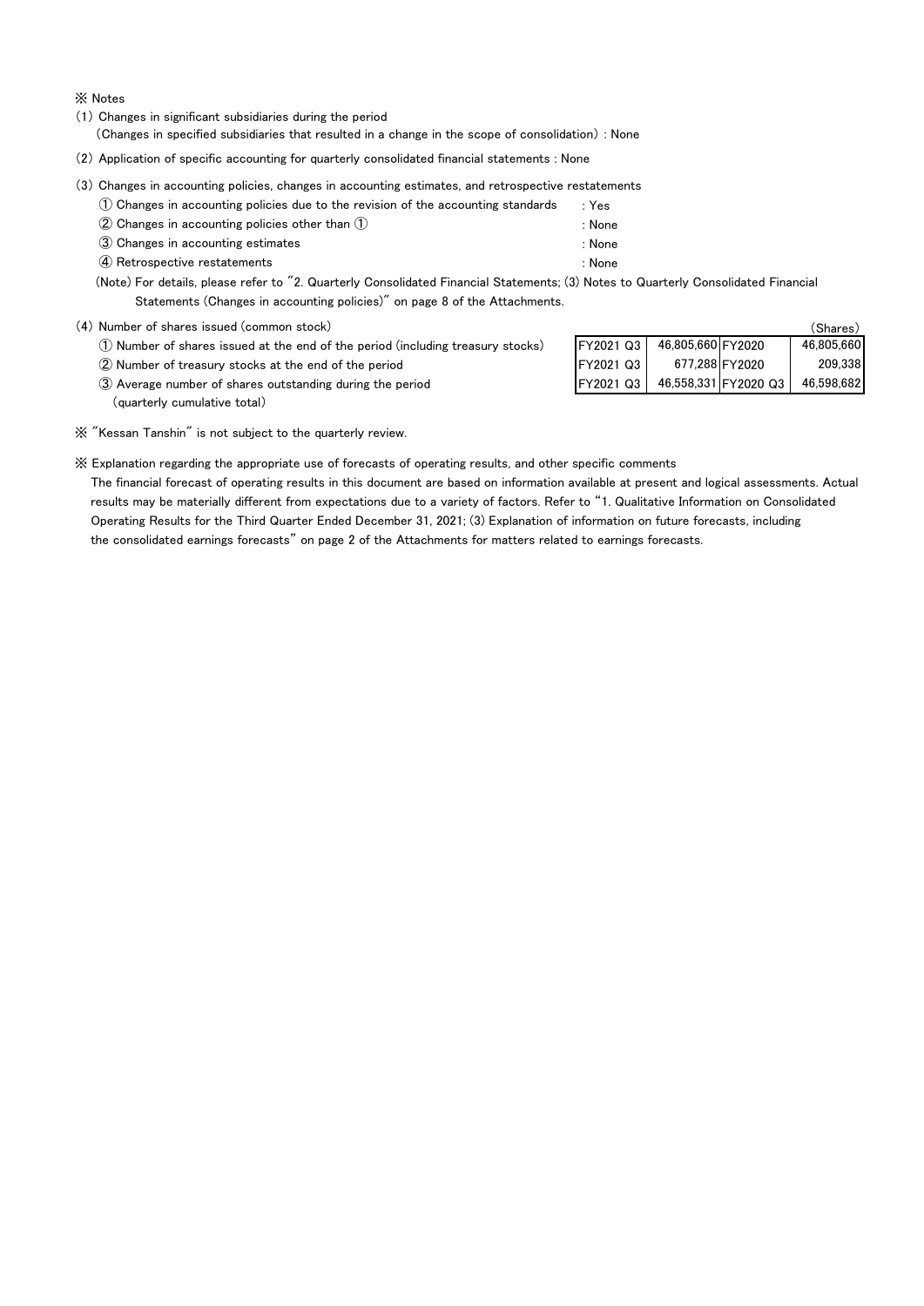※ Notes

(1) Changes in significant subsidiaries during the period
(Changes in specified subsidiaries that resulted in a change in the scope of consolidation) : None

(2) Application of specific accounting for quarterly consolidated financial statements : None

(3) Changes in accounting policies, changes in accounting estimates, and retrospective restatements

① Changes in accounting policies due to the revision of the accounting standards : Yes
② Changes in accounting policies other than ① : None
③ Changes in accounting estimates : None
④ Retrospective restatements : None

(Note) For details, please refer to "2. Quarterly Consolidated Financial Statements; (3) Notes to Quarterly Consolidated Financial Statements (Changes in accounting policies)" on page 8 of the Attachments.

(4) Number of shares issued (common stock)

(Shares)

| | | | | |
|---|---|---|---|---|
| ① Number of shares issued at the end of the period (including treasury stocks) | FY2021 Q3 | 46,805,660 | FY2020 | 46,805,660 |
| ② Number of treasury stocks at the end of the period | FY2021 Q3 | 677,288 | FY2020 | 209,338 |
| ③ Average number of shares outstanding during the period (quarterly cumulative total) | FY2021 Q3 | 46,558,331 | FY2020 Q3 | 46,598,682 |

※ "Kessan Tanshin" is not subject to the quarterly review.

※ Explanation regarding the appropriate use of forecasts of operating results, and other specific comments

The financial forecast of operating results in this document are based on information available at present and logical assessments. Actual results may be materially different from expectations due to a variety of factors. Refer to "1. Qualitative Information on Consolidated Operating Results for the Third Quarter Ended December 31, 2021; (3) Explanation of information on future forecasts, including the consolidated earnings forecasts" on page 2 of the Attachments for matters related to earnings forecasts.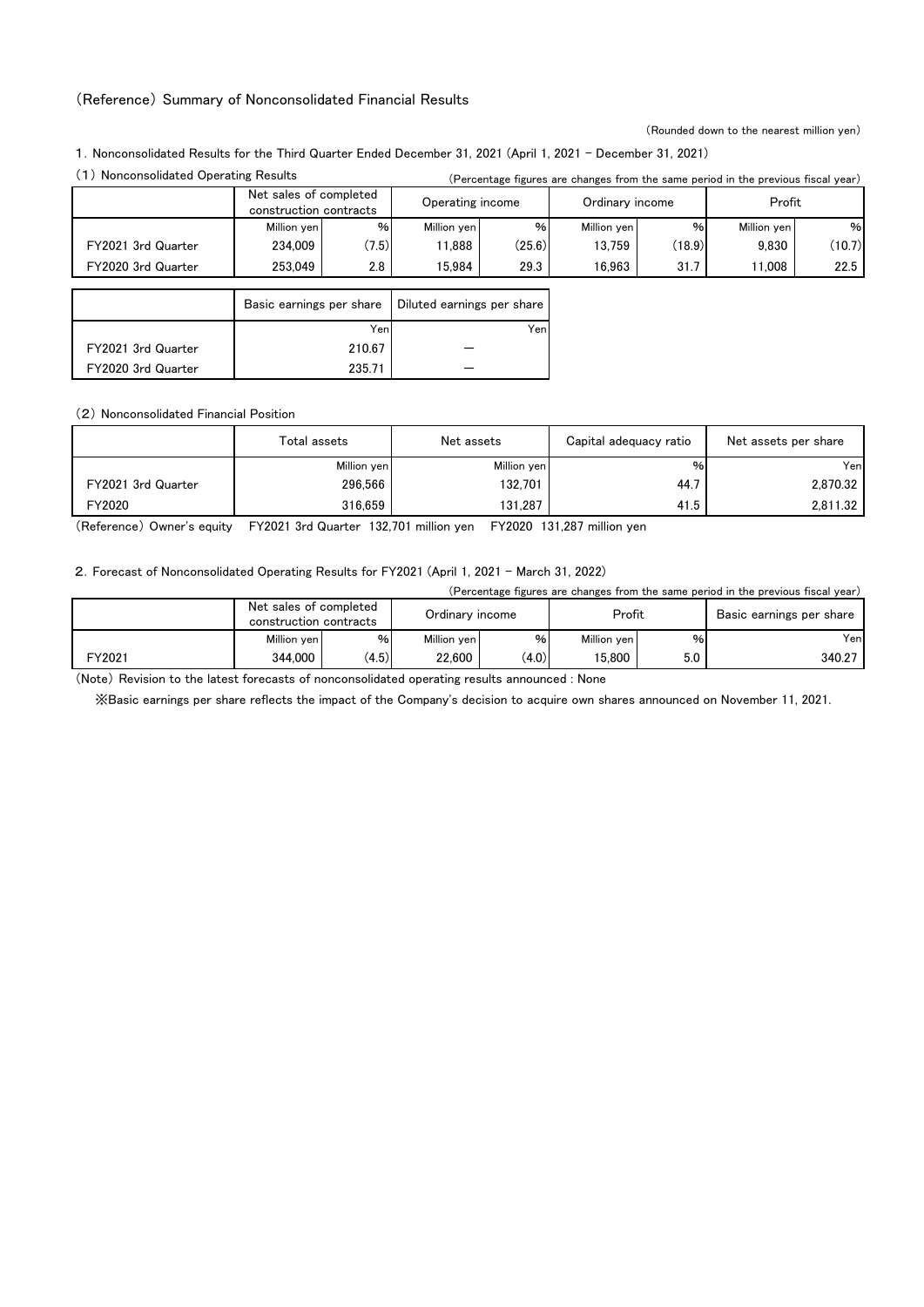（Reference） Summary of Nonconsolidated Financial Results

（Rounded down to the nearest million yen）

1．Nonconsolidated Results for the Third Quarter Ended December 31, 2021 (April 1, 2021 - December 31, 2021)

（1） Nonconsolidated Operating Results

（Percentage figures are changes from the same period in the previous fiscal year）

| | Net sales of completed construction contracts | | Operating income | | Ordinary income | | Profit | |
|---|---|---|---|---|---|---|---|---|
| | Million yen | % | Million yen | % | Million yen | % | Million yen | % |
| FY2021 3rd Quarter | 234,009 | (7.5) | 11,888 | (25.6) | 13,759 | (18.9) | 9,830 | (10.7) |
| FY2020 3rd Quarter | 253,049 | 2.8 | 15,984 | 29.3 | 16,963 | 31.7 | 11,008 | 22.5 |

| | Basic earnings per share | Diluted earnings per share |
|---|---|---|
| | Yen | Yen |
| FY2021 3rd Quarter | 210.67 | ― |
| FY2020 3rd Quarter | 235.71 | ― |

（2） Nonconsolidated Financial Position

| | Total assets | Net assets | Capital adequacy ratio | Net assets per share |
|---|---|---|---|---|
| | Million yen | Million yen | % | Yen |
| FY2021 3rd Quarter | 296,566 | 132,701 | 44.7 | 2,870.32 |
| FY2020 | 316,659 | 131,287 | 41.5 | 2,811.32 |

（Reference） Owner's equity FY2021 3rd Quarter 132,701 million yen FY2020 131,287 million yen

2．Forecast of Nonconsolidated Operating Results for FY2021 (April 1, 2021 - March 31, 2022)

（Percentage figures are changes from the same period in the previous fiscal year）

| | Net sales of completed construction contracts | | Ordinary income | | Profit | | Basic earnings per share |
|---|---|---|---|---|---|---|---|
| | Million yen | % | Million yen | % | Million yen | % | Yen |
| FY2021 | 344,000 | (4.5) | 22,600 | (4.0) | 15,800 | 5.0 | 340.27 |

（Note） Revision to the latest forecasts of nonconsolidated operating results announced : None

※Basic earnings per share reflects the impact of the Company's decision to acquire own shares announced on November 11, 2021.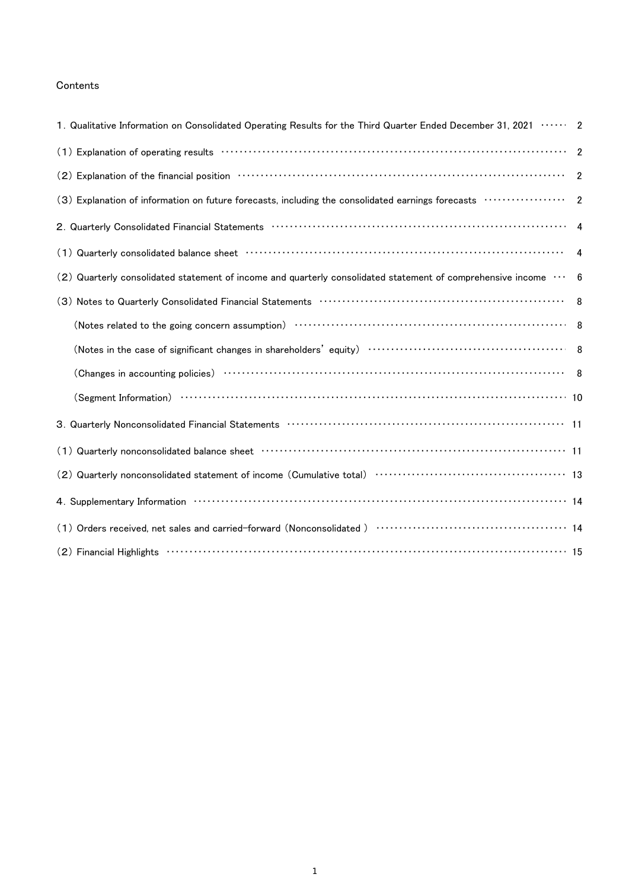Contents

| | |
|---|---|
| 1．Qualitative Information on Consolidated Operating Results for the Third Quarter Ended December 31, 2021 | 2 |
| （1）Explanation of operating results | 2 |
| （2）Explanation of the financial position | 2 |
| （3）Explanation of information on future forecasts, including the consolidated earnings forecasts | 2 |
| 2．Quarterly Consolidated Financial Statements | 4 |
| （1）Quarterly consolidated balance sheet | 4 |
| （2）Quarterly consolidated statement of income and quarterly consolidated statement of comprehensive income | 6 |
| （3）Notes to Quarterly Consolidated Financial Statements | 8 |
| （Notes related to the going concern assumption） | 8 |
| （Notes in the case of significant changes in shareholders’ equity） | 8 |
| （Changes in accounting policies） | 8 |
| （Segment Information） | 10 |
| 3．Quarterly Nonconsolidated Financial Statements | 11 |
| （1）Quarterly nonconsolidated balance sheet | 11 |
| （2）Quarterly nonconsolidated statement of income（Cumulative total） | 13 |
| 4．Supplementary Information | 14 |
| （1）Orders received, net sales and carried-forward（Nonconsolidated ） | 14 |
| （2）Financial Highlights | 15 |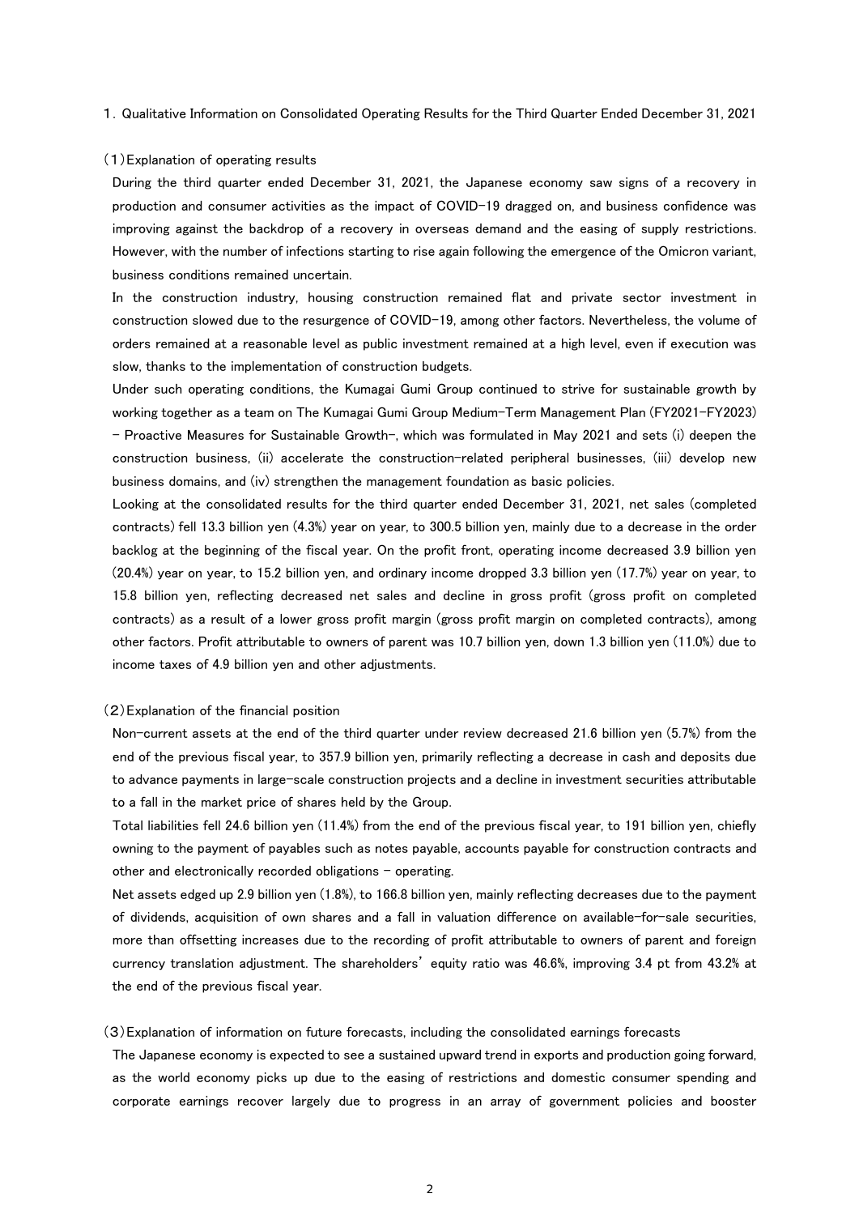## 1. Qualitative Information on Consolidated Operating Results for the Third Quarter Ended December 31, 2021

### (1) Explanation of operating results

During the third quarter ended December 31, 2021, the Japanese economy saw signs of a recovery in production and consumer activities as the impact of COVID-19 dragged on, and business confidence was improving against the backdrop of a recovery in overseas demand and the easing of supply restrictions. However, with the number of infections starting to rise again following the emergence of the Omicron variant, business conditions remained uncertain.

In the construction industry, housing construction remained flat and private sector investment in construction slowed due to the resurgence of COVID-19, among other factors. Nevertheless, the volume of orders remained at a reasonable level as public investment remained at a high level, even if execution was slow, thanks to the implementation of construction budgets.

Under such operating conditions, the Kumagai Gumi Group continued to strive for sustainable growth by working together as a team on The Kumagai Gumi Group Medium-Term Management Plan (FY2021-FY2023) – Proactive Measures for Sustainable Growth–, which was formulated in May 2021 and sets (i) deepen the construction business, (ii) accelerate the construction-related peripheral businesses, (iii) develop new business domains, and (iv) strengthen the management foundation as basic policies.

Looking at the consolidated results for the third quarter ended December 31, 2021, net sales (completed contracts) fell 13.3 billion yen (4.3%) year on year, to 300.5 billion yen, mainly due to a decrease in the order backlog at the beginning of the fiscal year. On the profit front, operating income decreased 3.9 billion yen (20.4%) year on year, to 15.2 billion yen, and ordinary income dropped 3.3 billion yen (17.7%) year on year, to 15.8 billion yen, reflecting decreased net sales and decline in gross profit (gross profit on completed contracts) as a result of a lower gross profit margin (gross profit margin on completed contracts), among other factors. Profit attributable to owners of parent was 10.7 billion yen, down 1.3 billion yen (11.0%) due to income taxes of 4.9 billion yen and other adjustments.

### (2) Explanation of the financial position

Non-current assets at the end of the third quarter under review decreased 21.6 billion yen (5.7%) from the end of the previous fiscal year, to 357.9 billion yen, primarily reflecting a decrease in cash and deposits due to advance payments in large-scale construction projects and a decline in investment securities attributable to a fall in the market price of shares held by the Group.

Total liabilities fell 24.6 billion yen (11.4%) from the end of the previous fiscal year, to 191 billion yen, chiefly owning to the payment of payables such as notes payable, accounts payable for construction contracts and other and electronically recorded obligations - operating.

Net assets edged up 2.9 billion yen (1.8%), to 166.8 billion yen, mainly reflecting decreases due to the payment of dividends, acquisition of own shares and a fall in valuation difference on available-for-sale securities, more than offsetting increases due to the recording of profit attributable to owners of parent and foreign currency translation adjustment. The shareholders' equity ratio was 46.6%, improving 3.4 pt from 43.2% at the end of the previous fiscal year.

### (3) Explanation of information on future forecasts, including the consolidated earnings forecasts

The Japanese economy is expected to see a sustained upward trend in exports and production going forward, as the world economy picks up due to the easing of restrictions and domestic consumer spending and corporate earnings recover largely due to progress in an array of government policies and booster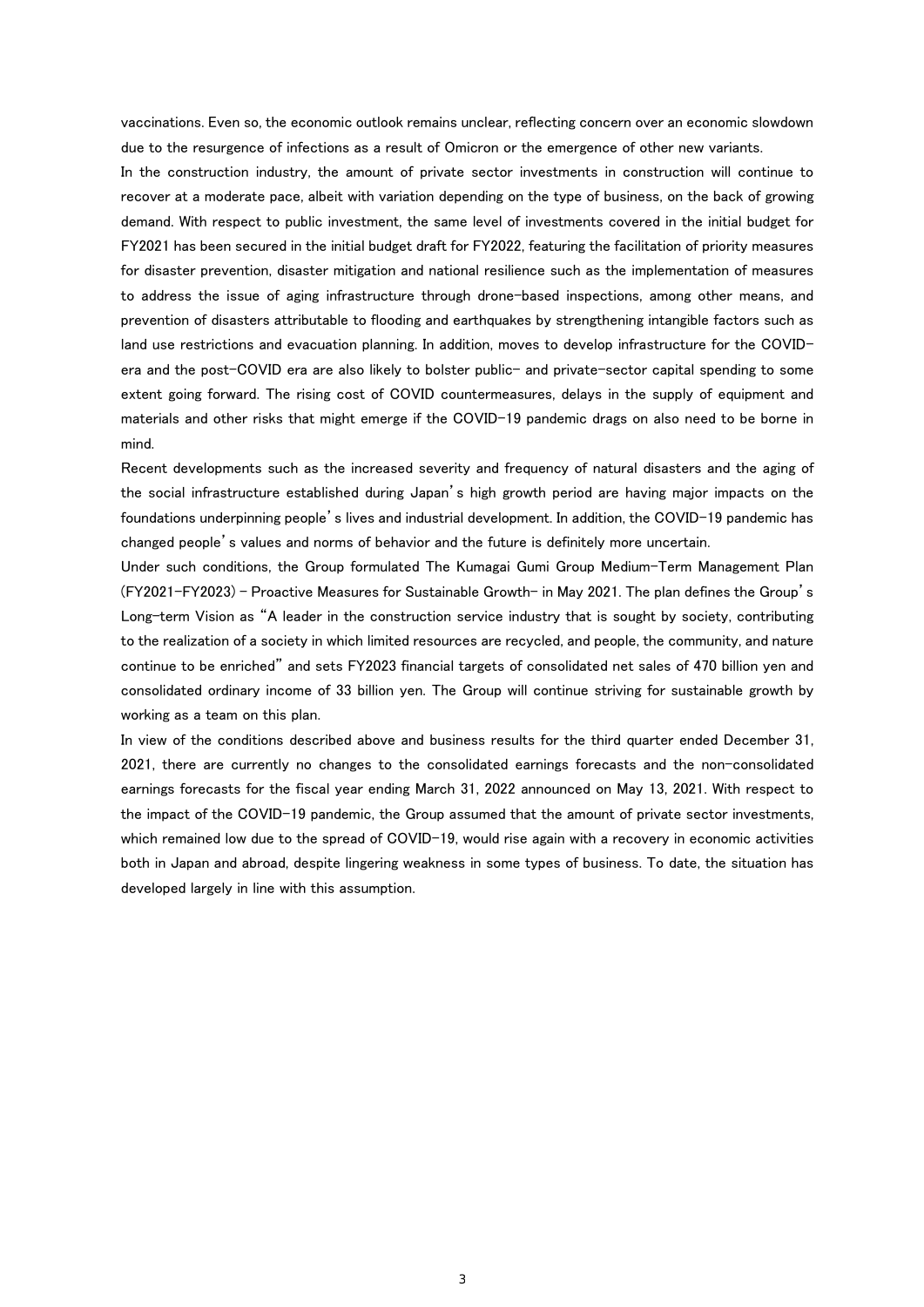vaccinations. Even so, the economic outlook remains unclear, reflecting concern over an economic slowdown due to the resurgence of infections as a result of Omicron or the emergence of other new variants.

In the construction industry, the amount of private sector investments in construction will continue to recover at a moderate pace, albeit with variation depending on the type of business, on the back of growing demand. With respect to public investment, the same level of investments covered in the initial budget for FY2021 has been secured in the initial budget draft for FY2022, featuring the facilitation of priority measures for disaster prevention, disaster mitigation and national resilience such as the implementation of measures to address the issue of aging infrastructure through drone-based inspections, among other means, and prevention of disasters attributable to flooding and earthquakes by strengthening intangible factors such as land use restrictions and evacuation planning. In addition, moves to develop infrastructure for the COVID-era and the post-COVID era are also likely to bolster public- and private-sector capital spending to some extent going forward. The rising cost of COVID countermeasures, delays in the supply of equipment and materials and other risks that might emerge if the COVID-19 pandemic drags on also need to be borne in mind.

Recent developments such as the increased severity and frequency of natural disasters and the aging of the social infrastructure established during Japan's high growth period are having major impacts on the foundations underpinning people's lives and industrial development. In addition, the COVID-19 pandemic has changed people's values and norms of behavior and the future is definitely more uncertain.

Under such conditions, the Group formulated The Kumagai Gumi Group Medium-Term Management Plan (FY2021-FY2023) - Proactive Measures for Sustainable Growth- in May 2021. The plan defines the Group's Long-term Vision as "A leader in the construction service industry that is sought by society, contributing to the realization of a society in which limited resources are recycled, and people, the community, and nature continue to be enriched" and sets FY2023 financial targets of consolidated net sales of 470 billion yen and consolidated ordinary income of 33 billion yen. The Group will continue striving for sustainable growth by working as a team on this plan.

In view of the conditions described above and business results for the third quarter ended December 31, 2021, there are currently no changes to the consolidated earnings forecasts and the non-consolidated earnings forecasts for the fiscal year ending March 31, 2022 announced on May 13, 2021. With respect to the impact of the COVID-19 pandemic, the Group assumed that the amount of private sector investments, which remained low due to the spread of COVID-19, would rise again with a recovery in economic activities both in Japan and abroad, despite lingering weakness in some types of business. To date, the situation has developed largely in line with this assumption.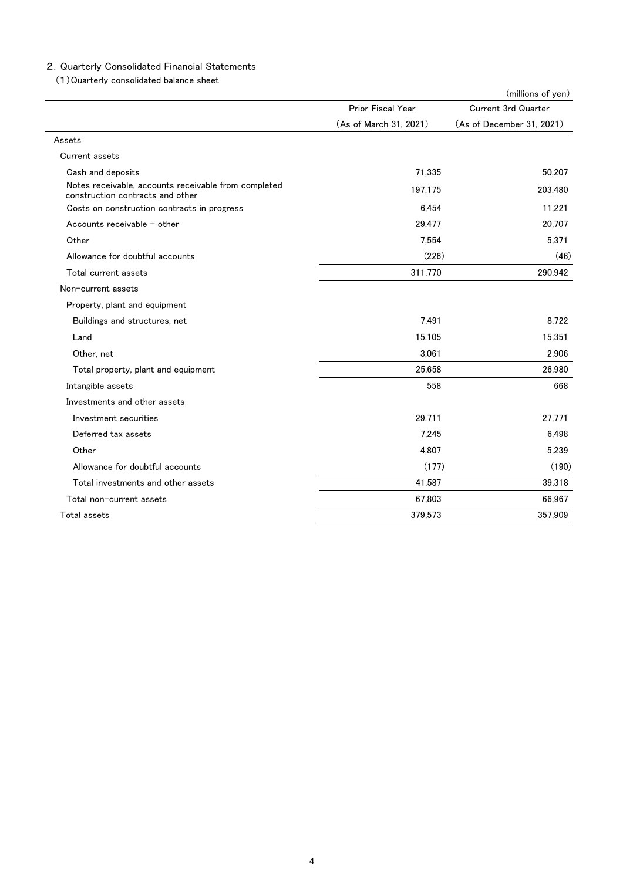## 2. Quarterly Consolidated Financial Statements

### (1) Quarterly consolidated balance sheet

(millions of yen)

| | Prior Fiscal Year (As of March 31, 2021) | Current 3rd Quarter (As of December 31, 2021) |
|---|---|---|
| Assets | | |
| Current assets | | |
| Cash and deposits | 71,335 | 50,207 |
| Notes receivable, accounts receivable from completed construction contracts and other | 197,175 | 203,480 |
| Costs on construction contracts in progress | 6,454 | 11,221 |
| Accounts receivable – other | 29,477 | 20,707 |
| Other | 7,554 | 5,371 |
| Allowance for doubtful accounts | (226) | (46) |
| Total current assets | 311,770 | 290,942 |
| Non-current assets | | |
| Property, plant and equipment | | |
| Buildings and structures, net | 7,491 | 8,722 |
| Land | 15,105 | 15,351 |
| Other, net | 3,061 | 2,906 |
| Total property, plant and equipment | 25,658 | 26,980 |
| Intangible assets | 558 | 668 |
| Investments and other assets | | |
| Investment securities | 29,711 | 27,771 |
| Deferred tax assets | 7,245 | 6,498 |
| Other | 4,807 | 5,239 |
| Allowance for doubtful accounts | (177) | (190) |
| Total investments and other assets | 41,587 | 39,318 |
| Total non-current assets | 67,803 | 66,967 |
| Total assets | 379,573 | 357,909 |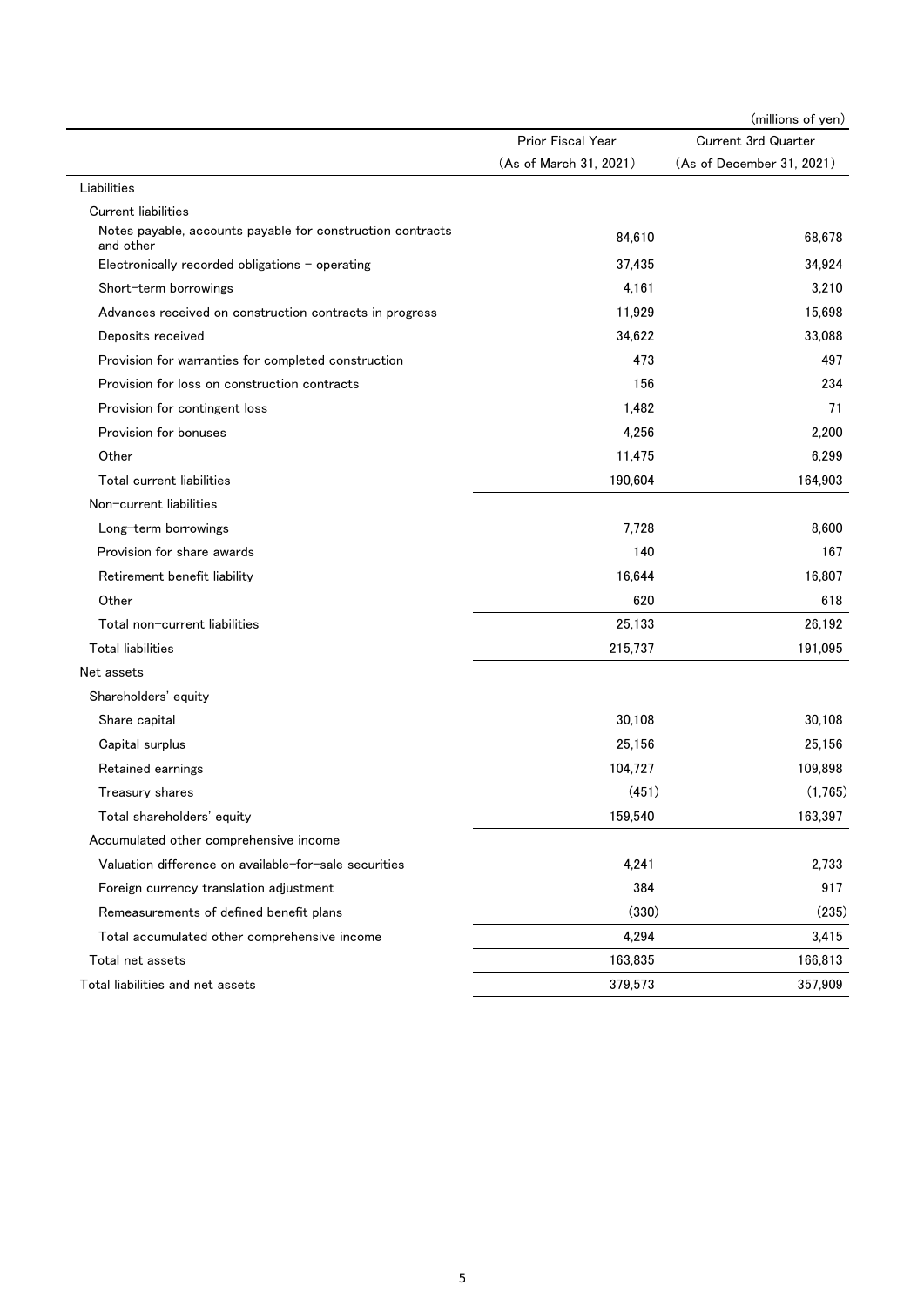(millions of yen)

| | Prior Fiscal Year (As of March 31, 2021) | Current 3rd Quarter (As of December 31, 2021) |
|---|---|---|
| Liabilities | | |
| Current liabilities | | |
| Notes payable, accounts payable for construction contracts and other | 84,610 | 68,678 |
| Electronically recorded obligations – operating | 37,435 | 34,924 |
| Short-term borrowings | 4,161 | 3,210 |
| Advances received on construction contracts in progress | 11,929 | 15,698 |
| Deposits received | 34,622 | 33,088 |
| Provision for warranties for completed construction | 473 | 497 |
| Provision for loss on construction contracts | 156 | 234 |
| Provision for contingent loss | 1,482 | 71 |
| Provision for bonuses | 4,256 | 2,200 |
| Other | 11,475 | 6,299 |
| Total current liabilities | 190,604 | 164,903 |
| Non-current liabilities | | |
| Long-term borrowings | 7,728 | 8,600 |
| Provision for share awards | 140 | 167 |
| Retirement benefit liability | 16,644 | 16,807 |
| Other | 620 | 618 |
| Total non-current liabilities | 25,133 | 26,192 |
| Total liabilities | 215,737 | 191,095 |
| Net assets | | |
| Shareholders' equity | | |
| Share capital | 30,108 | 30,108 |
| Capital surplus | 25,156 | 25,156 |
| Retained earnings | 104,727 | 109,898 |
| Treasury shares | (451) | (1,765) |
| Total shareholders' equity | 159,540 | 163,397 |
| Accumulated other comprehensive income | | |
| Valuation difference on available-for-sale securities | 4,241 | 2,733 |
| Foreign currency translation adjustment | 384 | 917 |
| Remeasurements of defined benefit plans | (330) | (235) |
| Total accumulated other comprehensive income | 4,294 | 3,415 |
| Total net assets | 163,835 | 166,813 |
| Total liabilities and net assets | 379,573 | 357,909 |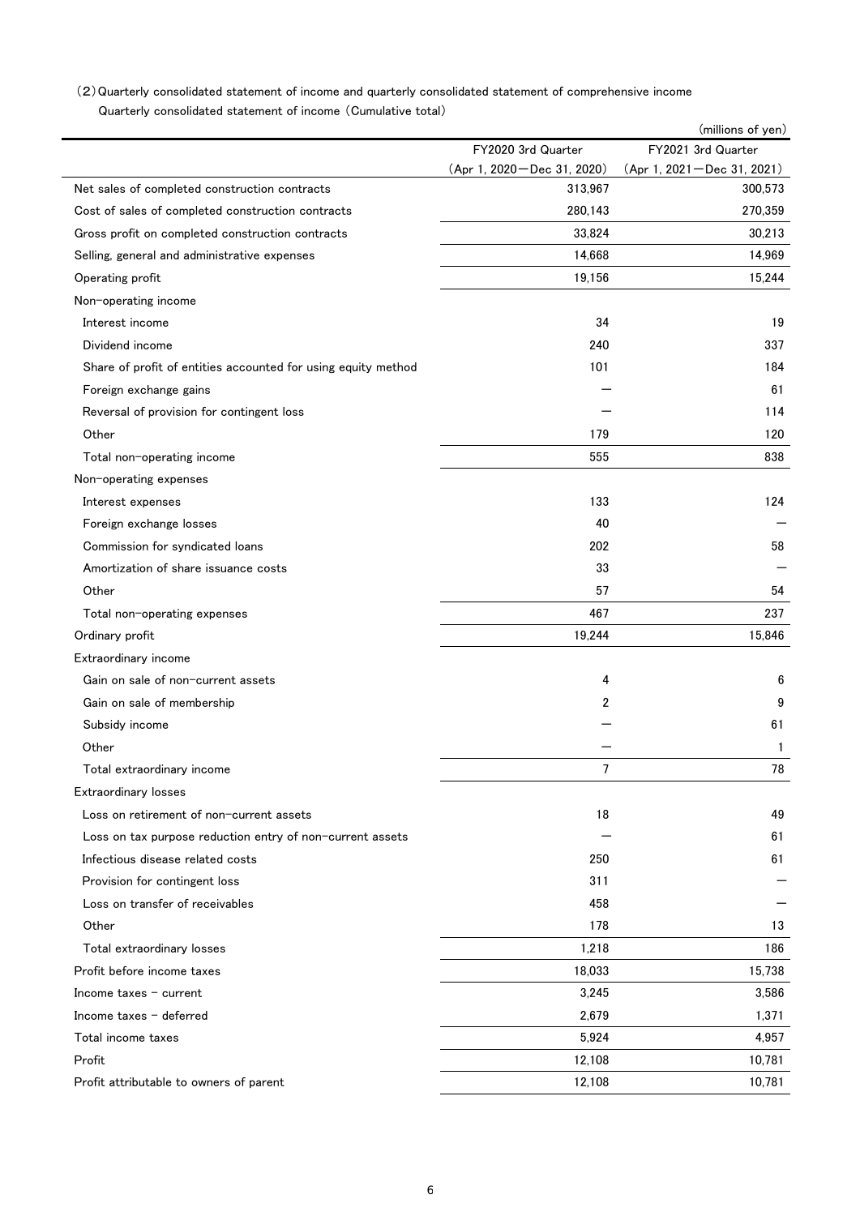(2) Quarterly consolidated statement of income and quarterly consolidated statement of comprehensive income

Quarterly consolidated statement of income (Cumulative total)

(millions of yen)

| | FY2020 3rd Quarter (Apr 1, 2020—Dec 31, 2020) | FY2021 3rd Quarter (Apr 1, 2021—Dec 31, 2021) |
|---|---|---|
| Net sales of completed construction contracts | 313,967 | 300,573 |
| Cost of sales of completed construction contracts | 280,143 | 270,359 |
| Gross profit on completed construction contracts | 33,824 | 30,213 |
| Selling, general and administrative expenses | 14,668 | 14,969 |
| Operating profit | 19,156 | 15,244 |
| Non-operating income | | |
| Interest income | 34 | 19 |
| Dividend income | 240 | 337 |
| Share of profit of entities accounted for using equity method | 101 | 184 |
| Foreign exchange gains | — | 61 |
| Reversal of provision for contingent loss | — | 114 |
| Other | 179 | 120 |
| Total non-operating income | 555 | 838 |
| Non-operating expenses | | |
| Interest expenses | 133 | 124 |
| Foreign exchange losses | 40 | — |
| Commission for syndicated loans | 202 | 58 |
| Amortization of share issuance costs | 33 | — |
| Other | 57 | 54 |
| Total non-operating expenses | 467 | 237 |
| Ordinary profit | 19,244 | 15,846 |
| Extraordinary income | | |
| Gain on sale of non-current assets | 4 | 6 |
| Gain on sale of membership | 2 | 9 |
| Subsidy income | — | 61 |
| Other | — | 1 |
| Total extraordinary income | 7 | 78 |
| Extraordinary losses | | |
| Loss on retirement of non-current assets | 18 | 49 |
| Loss on tax purpose reduction entry of non-current assets | — | 61 |
| Infectious disease related costs | 250 | 61 |
| Provision for contingent loss | 311 | — |
| Loss on transfer of receivables | 458 | — |
| Other | 178 | 13 |
| Total extraordinary losses | 1,218 | 186 |
| Profit before income taxes | 18,033 | 15,738 |
| Income taxes – current | 3,245 | 3,586 |
| Income taxes – deferred | 2,679 | 1,371 |
| Total income taxes | 5,924 | 4,957 |
| Profit | 12,108 | 10,781 |
| Profit attributable to owners of parent | 12,108 | 10,781 |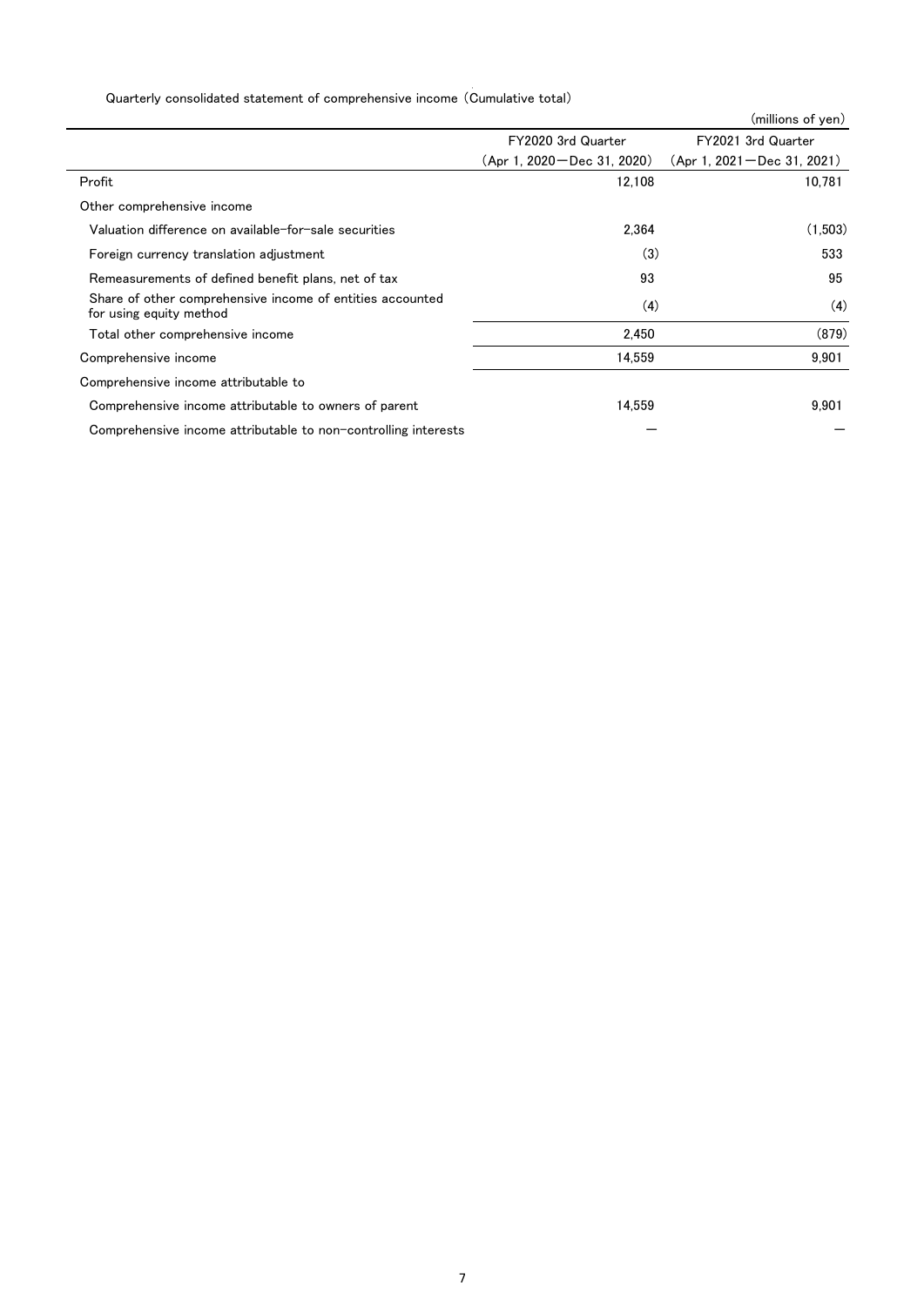Quarterly consolidated statement of comprehensive income（Cumulative total）

（millions of yen）

| | FY2020 3rd Quarter (Apr 1, 2020－Dec 31, 2020) | FY2021 3rd Quarter (Apr 1, 2021－Dec 31, 2021) |
|---|---|---|
| Profit | 12,108 | 10,781 |
| Other comprehensive income | | |
| Valuation difference on available-for-sale securities | 2,364 | (1,503) |
| Foreign currency translation adjustment | (3) | 533 |
| Remeasurements of defined benefit plans, net of tax | 93 | 95 |
| Share of other comprehensive income of entities accounted for using equity method | (4) | (4) |
| Total other comprehensive income | 2,450 | (879) |
| Comprehensive income | 14,559 | 9,901 |
| Comprehensive income attributable to | | |
| Comprehensive income attributable to owners of parent | 14,559 | 9,901 |
| Comprehensive income attributable to non-controlling interests | － | － |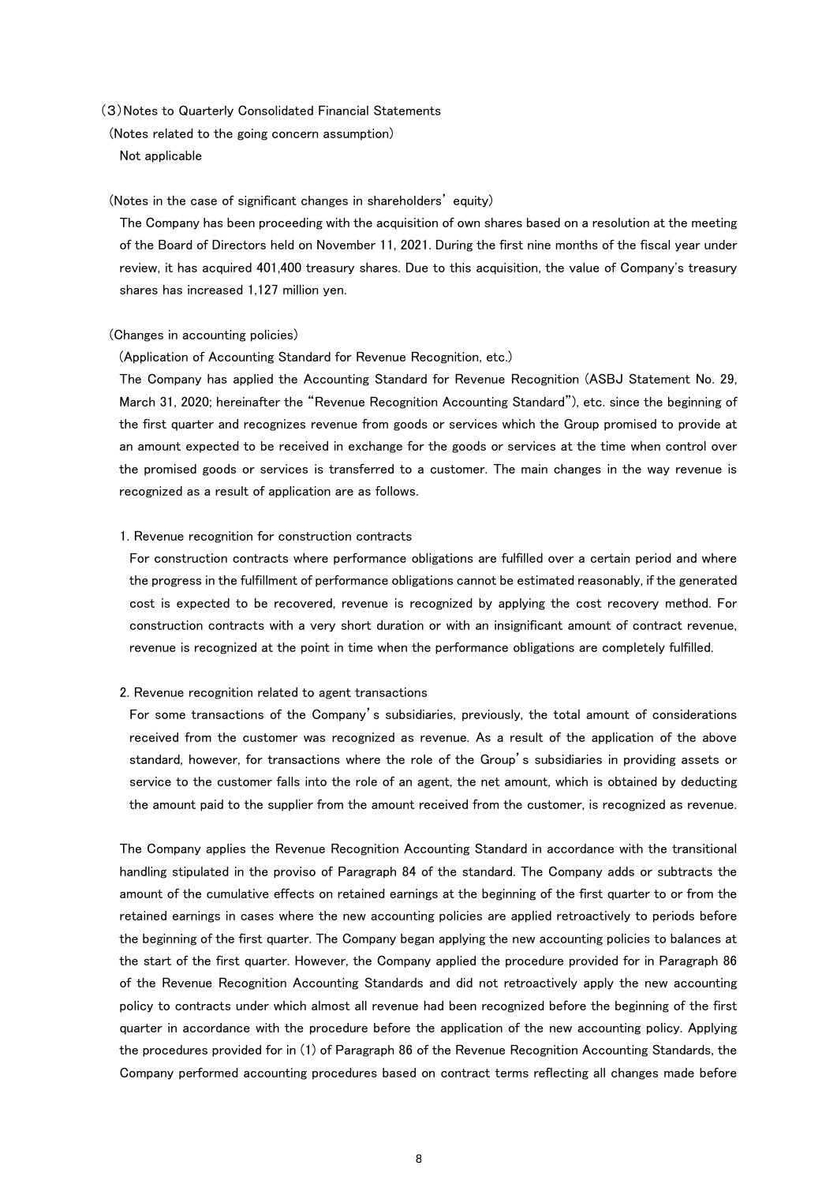## (3) Notes to Quarterly Consolidated Financial Statements

(Notes related to the going concern assumption)

Not applicable

(Notes in the case of significant changes in shareholders' equity)

The Company has been proceeding with the acquisition of own shares based on a resolution at the meeting of the Board of Directors held on November 11, 2021. During the first nine months of the fiscal year under review, it has acquired 401,400 treasury shares. Due to this acquisition, the value of Company's treasury shares has increased 1,127 million yen.

(Changes in accounting policies)

(Application of Accounting Standard for Revenue Recognition, etc.)

The Company has applied the Accounting Standard for Revenue Recognition (ASBJ Statement No. 29, March 31, 2020; hereinafter the "Revenue Recognition Accounting Standard"), etc. since the beginning of the first quarter and recognizes revenue from goods or services which the Group promised to provide at an amount expected to be received in exchange for the goods or services at the time when control over the promised goods or services is transferred to a customer. The main changes in the way revenue is recognized as a result of application are as follows.

1. Revenue recognition for construction contracts

For construction contracts where performance obligations are fulfilled over a certain period and where the progress in the fulfillment of performance obligations cannot be estimated reasonably, if the generated cost is expected to be recovered, revenue is recognized by applying the cost recovery method. For construction contracts with a very short duration or with an insignificant amount of contract revenue, revenue is recognized at the point in time when the performance obligations are completely fulfilled.

2. Revenue recognition related to agent transactions

For some transactions of the Company's subsidiaries, previously, the total amount of considerations received from the customer was recognized as revenue. As a result of the application of the above standard, however, for transactions where the role of the Group's subsidiaries in providing assets or service to the customer falls into the role of an agent, the net amount, which is obtained by deducting the amount paid to the supplier from the amount received from the customer, is recognized as revenue.

The Company applies the Revenue Recognition Accounting Standard in accordance with the transitional handling stipulated in the proviso of Paragraph 84 of the standard. The Company adds or subtracts the amount of the cumulative effects on retained earnings at the beginning of the first quarter to or from the retained earnings in cases where the new accounting policies are applied retroactively to periods before the beginning of the first quarter. The Company began applying the new accounting policies to balances at the start of the first quarter. However, the Company applied the procedure provided for in Paragraph 86 of the Revenue Recognition Accounting Standards and did not retroactively apply the new accounting policy to contracts under which almost all revenue had been recognized before the beginning of the first quarter in accordance with the procedure before the application of the new accounting policy. Applying the procedures provided for in (1) of Paragraph 86 of the Revenue Recognition Accounting Standards, the Company performed accounting procedures based on contract terms reflecting all changes made before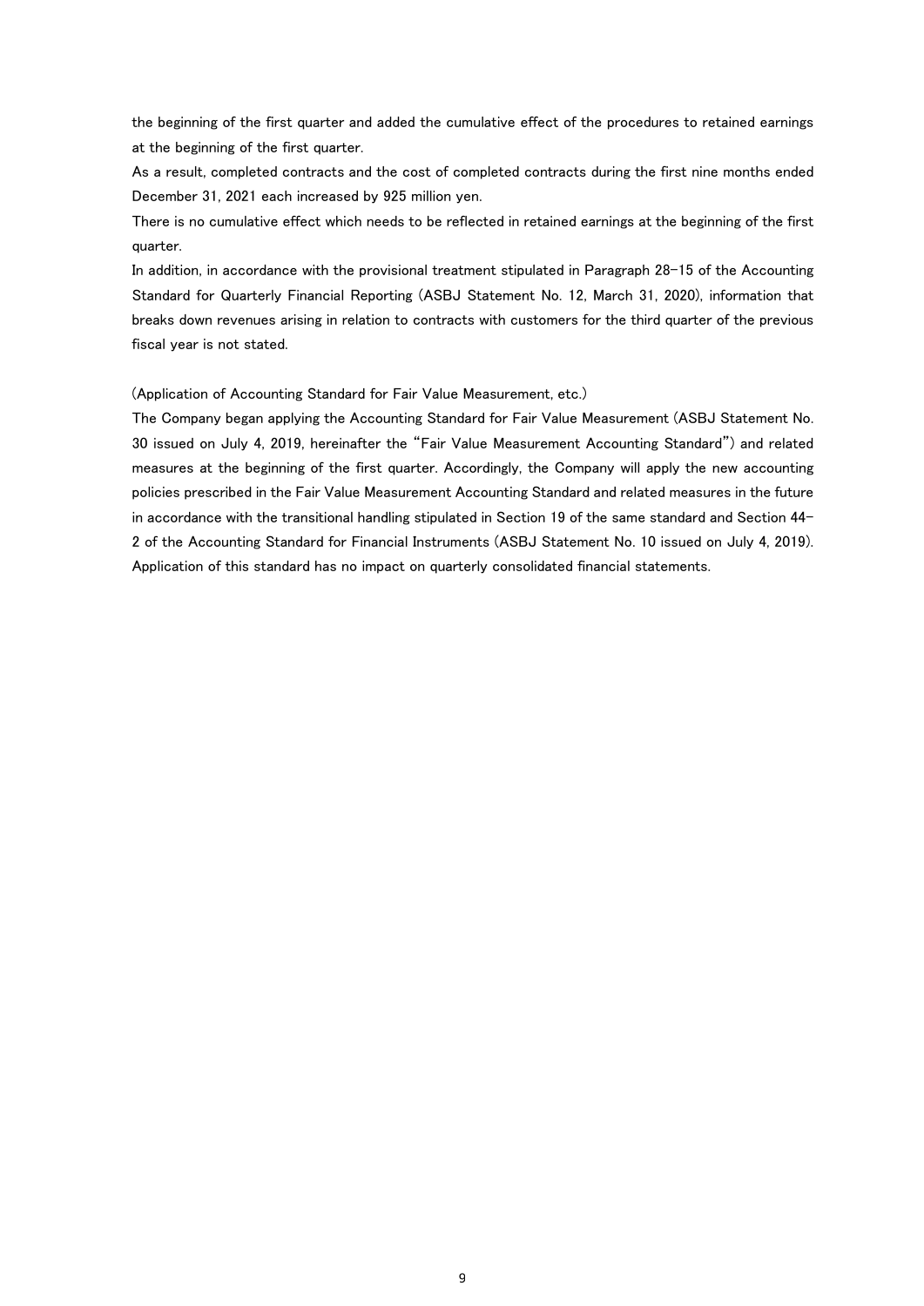the beginning of the first quarter and added the cumulative effect of the procedures to retained earnings at the beginning of the first quarter.

As a result, completed contracts and the cost of completed contracts during the first nine months ended December 31, 2021 each increased by 925 million yen.

There is no cumulative effect which needs to be reflected in retained earnings at the beginning of the first quarter.

In addition, in accordance with the provisional treatment stipulated in Paragraph 28-15 of the Accounting Standard for Quarterly Financial Reporting (ASBJ Statement No. 12, March 31, 2020), information that breaks down revenues arising in relation to contracts with customers for the third quarter of the previous fiscal year is not stated.

(Application of Accounting Standard for Fair Value Measurement, etc.)

The Company began applying the Accounting Standard for Fair Value Measurement (ASBJ Statement No. 30 issued on July 4, 2019, hereinafter the "Fair Value Measurement Accounting Standard") and related measures at the beginning of the first quarter. Accordingly, the Company will apply the new accounting policies prescribed in the Fair Value Measurement Accounting Standard and related measures in the future in accordance with the transitional handling stipulated in Section 19 of the same standard and Section 44-2 of the Accounting Standard for Financial Instruments (ASBJ Statement No. 10 issued on July 4, 2019). Application of this standard has no impact on quarterly consolidated financial statements.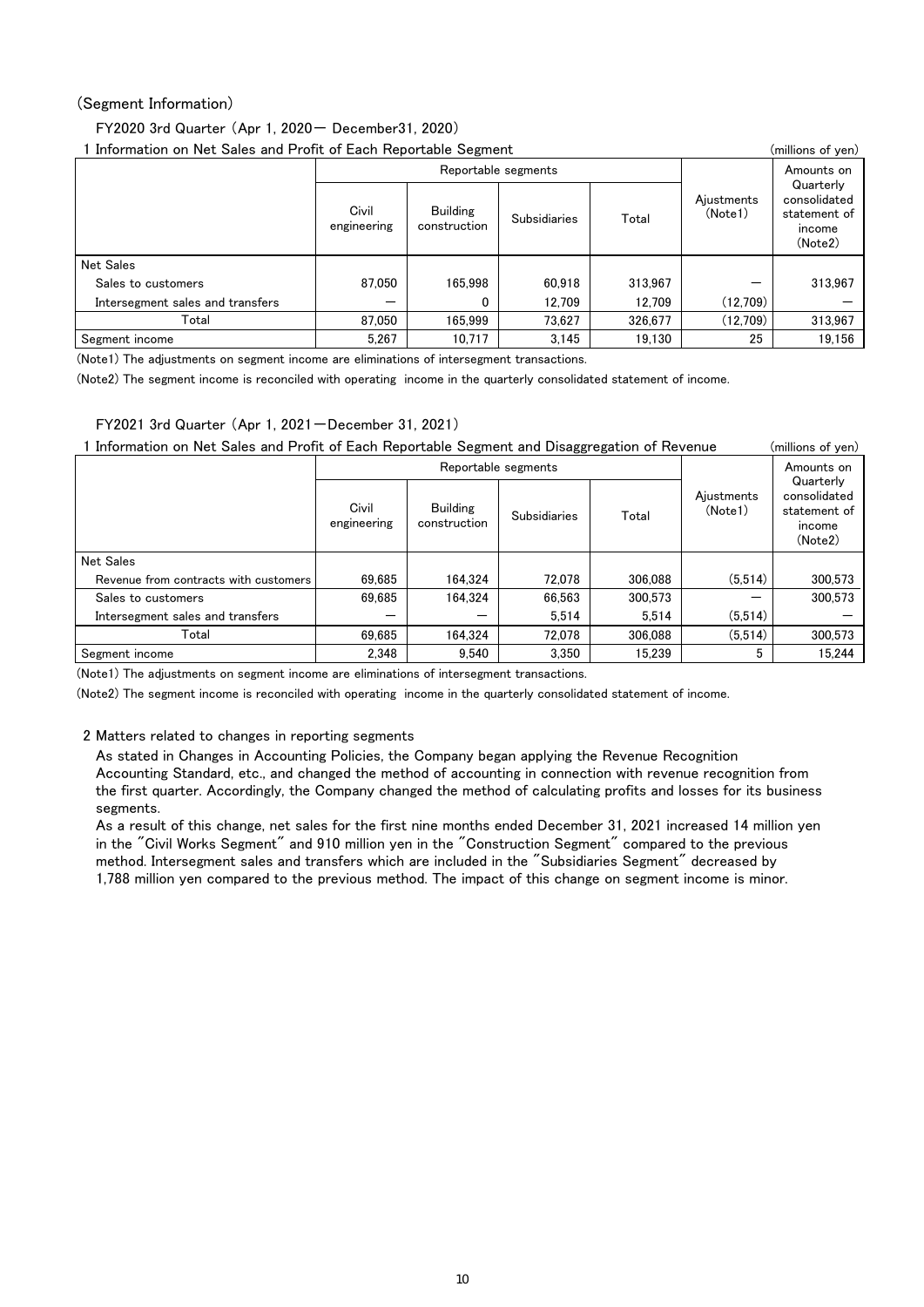(Segment Information)

FY2020 3rd Quarter (Apr 1, 2020－ December31, 2020)

1 Information on Net Sales and Profit of Each Reportable Segment (millions of yen)

| | Reportable segments | | | | Ajustments (Note1) | Amounts on Quarterly consolidated statement of income (Note2) |
|---|---|---|---|---|---|---|
| | Civil engineering | Building construction | Subsidiaries | Total | | |
| Net Sales | | | | | | |
| Sales to customers | 87,050 | 165,998 | 60,918 | 313,967 | － | 313,967 |
| Intersegment sales and transfers | － | 0 | 12,709 | 12,709 | (12,709) | － |
| Total | 87,050 | 165,999 | 73,627 | 326,677 | (12,709) | 313,967 |
| Segment income | 5,267 | 10,717 | 3,145 | 19,130 | 25 | 19,156 |

(Note1) The adjustments on segment income are eliminations of intersegment transactions.

(Note2) The segment income is reconciled with operating income in the quarterly consolidated statement of income.

FY2021 3rd Quarter (Apr 1, 2021－December 31, 2021)

1 Information on Net Sales and Profit of Each Reportable Segment and Disaggregation of Revenue (millions of yen)

| | Reportable segments | | | | Ajustments (Note1) | Amounts on Quarterly consolidated statement of income (Note2) |
|---|---|---|---|---|---|---|
| | Civil engineering | Building construction | Subsidiaries | Total | | |
| Net Sales | | | | | | |
| Revenue from contracts with customers | 69,685 | 164,324 | 72,078 | 306,088 | (5,514) | 300,573 |
| Sales to customers | 69,685 | 164,324 | 66,563 | 300,573 | － | 300,573 |
| Intersegment sales and transfers | － | － | 5,514 | 5,514 | (5,514) | － |
| Total | 69,685 | 164,324 | 72,078 | 306,088 | (5,514) | 300,573 |
| Segment income | 2,348 | 9,540 | 3,350 | 15,239 | 5 | 15,244 |

(Note1) The adjustments on segment income are eliminations of intersegment transactions.

(Note2) The segment income is reconciled with operating income in the quarterly consolidated statement of income.

2 Matters related to changes in reporting segments

As stated in Changes in Accounting Policies, the Company began applying the Revenue Recognition Accounting Standard, etc., and changed the method of accounting in connection with revenue recognition from the first quarter. Accordingly, the Company changed the method of calculating profits and losses for its business segments.

As a result of this change, net sales for the first nine months ended December 31, 2021 increased 14 million yen in the "Civil Works Segment" and 910 million yen in the "Construction Segment" compared to the previous method. Intersegment sales and transfers which are included in the "Subsidiaries Segment" decreased by 1,788 million yen compared to the previous method. The impact of this change on segment income is minor.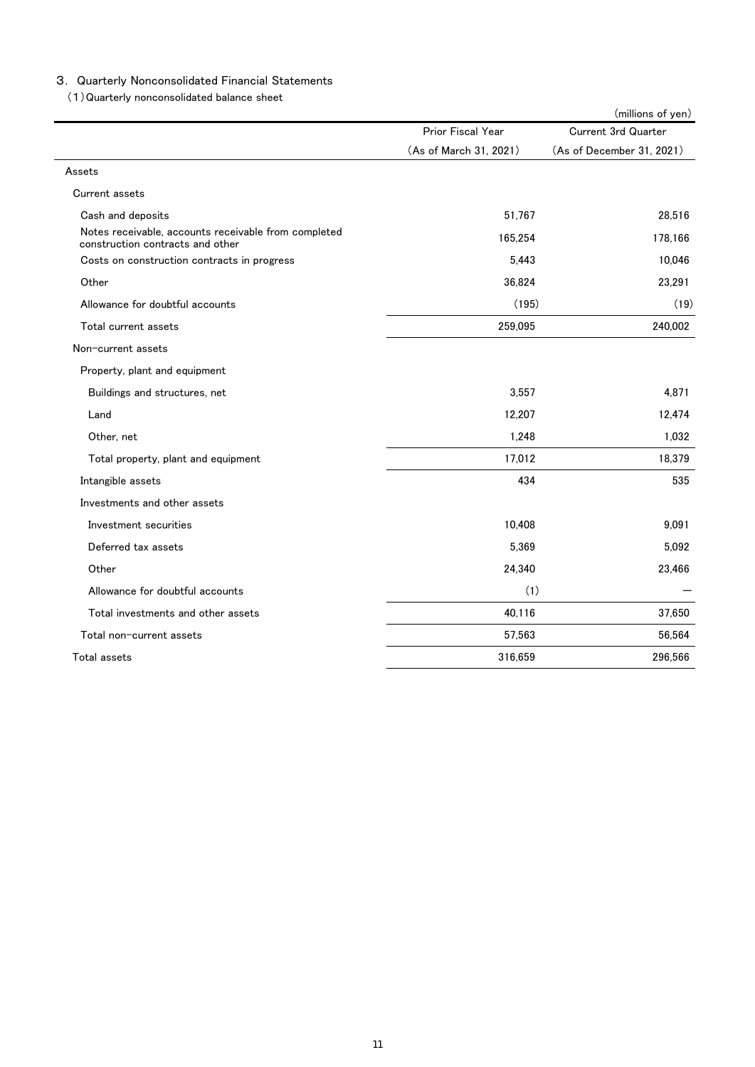## 3. Quarterly Nonconsolidated Financial Statements

### (1) Quarterly nonconsolidated balance sheet

(millions of yen)

| | Prior Fiscal Year (As of March 31, 2021) | Current 3rd Quarter (As of December 31, 2021) |
|---|---|---|
| Assets | | |
| Current assets | | |
| Cash and deposits | 51,767 | 28,516 |
| Notes receivable, accounts receivable from completed construction contracts and other | 165,254 | 178,166 |
| Costs on construction contracts in progress | 5,443 | 10,046 |
| Other | 36,824 | 23,291 |
| Allowance for doubtful accounts | (195) | (19) |
| Total current assets | 259,095 | 240,002 |
| Non-current assets | | |
| Property, plant and equipment | | |
| Buildings and structures, net | 3,557 | 4,871 |
| Land | 12,207 | 12,474 |
| Other, net | 1,248 | 1,032 |
| Total property, plant and equipment | 17,012 | 18,379 |
| Intangible assets | 434 | 535 |
| Investments and other assets | | |
| Investment securities | 10,408 | 9,091 |
| Deferred tax assets | 5,369 | 5,092 |
| Other | 24,340 | 23,466 |
| Allowance for doubtful accounts | (1) | — |
| Total investments and other assets | 40,116 | 37,650 |
| Total non-current assets | 57,563 | 56,564 |
| Total assets | 316,659 | 296,566 |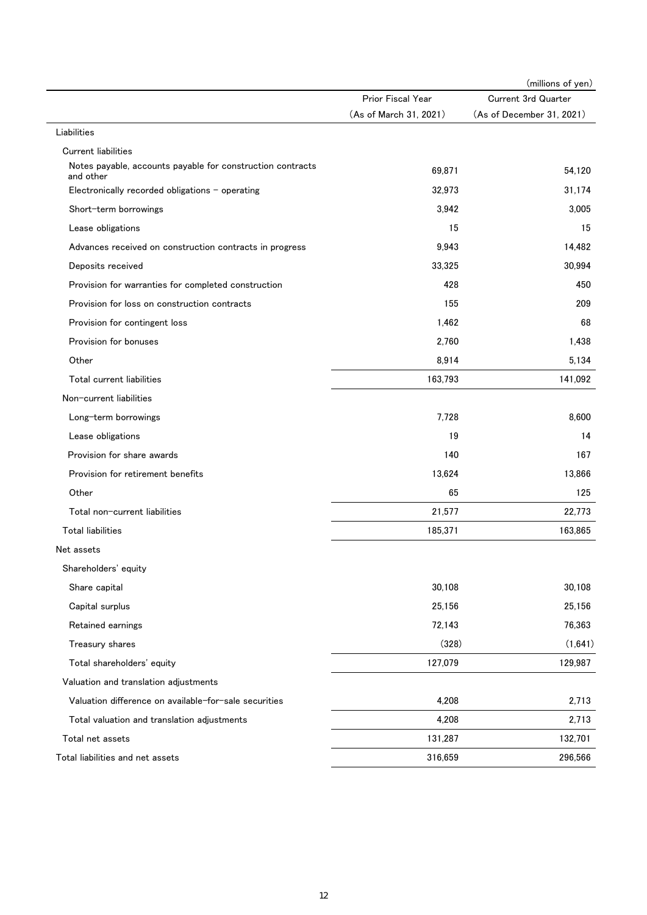(millions of yen)

| | Prior Fiscal Year (As of March 31, 2021) | Current 3rd Quarter (As of December 31, 2021) |
|---|---|---|
| Liabilities | | |
| Current liabilities | | |
| Notes payable, accounts payable for construction contracts and other | 69,871 | 54,120 |
| Electronically recorded obligations – operating | 32,973 | 31,174 |
| Short-term borrowings | 3,942 | 3,005 |
| Lease obligations | 15 | 15 |
| Advances received on construction contracts in progress | 9,943 | 14,482 |
| Deposits received | 33,325 | 30,994 |
| Provision for warranties for completed construction | 428 | 450 |
| Provision for loss on construction contracts | 155 | 209 |
| Provision for contingent loss | 1,462 | 68 |
| Provision for bonuses | 2,760 | 1,438 |
| Other | 8,914 | 5,134 |
| Total current liabilities | 163,793 | 141,092 |
| Non-current liabilities | | |
| Long-term borrowings | 7,728 | 8,600 |
| Lease obligations | 19 | 14 |
| Provision for share awards | 140 | 167 |
| Provision for retirement benefits | 13,624 | 13,866 |
| Other | 65 | 125 |
| Total non-current liabilities | 21,577 | 22,773 |
| Total liabilities | 185,371 | 163,865 |
| Net assets | | |
| Shareholders' equity | | |
| Share capital | 30,108 | 30,108 |
| Capital surplus | 25,156 | 25,156 |
| Retained earnings | 72,143 | 76,363 |
| Treasury shares | (328) | (1,641) |
| Total shareholders' equity | 127,079 | 129,987 |
| Valuation and translation adjustments | | |
| Valuation difference on available-for-sale securities | 4,208 | 2,713 |
| Total valuation and translation adjustments | 4,208 | 2,713 |
| Total net assets | 131,287 | 132,701 |
| Total liabilities and net assets | 316,659 | 296,566 |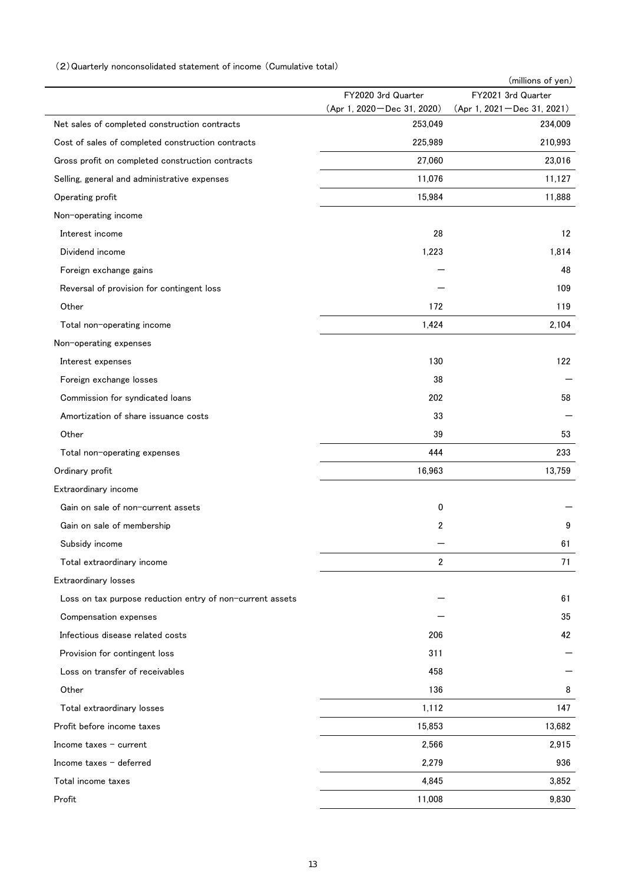（2）Quarterly nonconsolidated statement of income（Cumulative total）

(millions of yen)

| | FY2020 3rd Quarter (Apr 1, 2020－Dec 31, 2020) | FY2021 3rd Quarter (Apr 1, 2021－Dec 31, 2021) |
|---|---|---|
| Net sales of completed construction contracts | 253,049 | 234,009 |
| Cost of sales of completed construction contracts | 225,989 | 210,993 |
| Gross profit on completed construction contracts | 27,060 | 23,016 |
| Selling, general and administrative expenses | 11,076 | 11,127 |
| Operating profit | 15,984 | 11,888 |
| Non-operating income | | |
| Interest income | 28 | 12 |
| Dividend income | 1,223 | 1,814 |
| Foreign exchange gains | － | 48 |
| Reversal of provision for contingent loss | － | 109 |
| Other | 172 | 119 |
| Total non-operating income | 1,424 | 2,104 |
| Non-operating expenses | | |
| Interest expenses | 130 | 122 |
| Foreign exchange losses | 38 | － |
| Commission for syndicated loans | 202 | 58 |
| Amortization of share issuance costs | 33 | － |
| Other | 39 | 53 |
| Total non-operating expenses | 444 | 233 |
| Ordinary profit | 16,963 | 13,759 |
| Extraordinary income | | |
| Gain on sale of non-current assets | 0 | － |
| Gain on sale of membership | 2 | 9 |
| Subsidy income | － | 61 |
| Total extraordinary income | 2 | 71 |
| Extraordinary losses | | |
| Loss on tax purpose reduction entry of non-current assets | － | 61 |
| Compensation expenses | － | 35 |
| Infectious disease related costs | 206 | 42 |
| Provision for contingent loss | 311 | － |
| Loss on transfer of receivables | 458 | － |
| Other | 136 | 8 |
| Total extraordinary losses | 1,112 | 147 |
| Profit before income taxes | 15,853 | 13,682 |
| Income taxes - current | 2,566 | 2,915 |
| Income taxes - deferred | 2,279 | 936 |
| Total income taxes | 4,845 | 3,852 |
| Profit | 11,008 | 9,830 |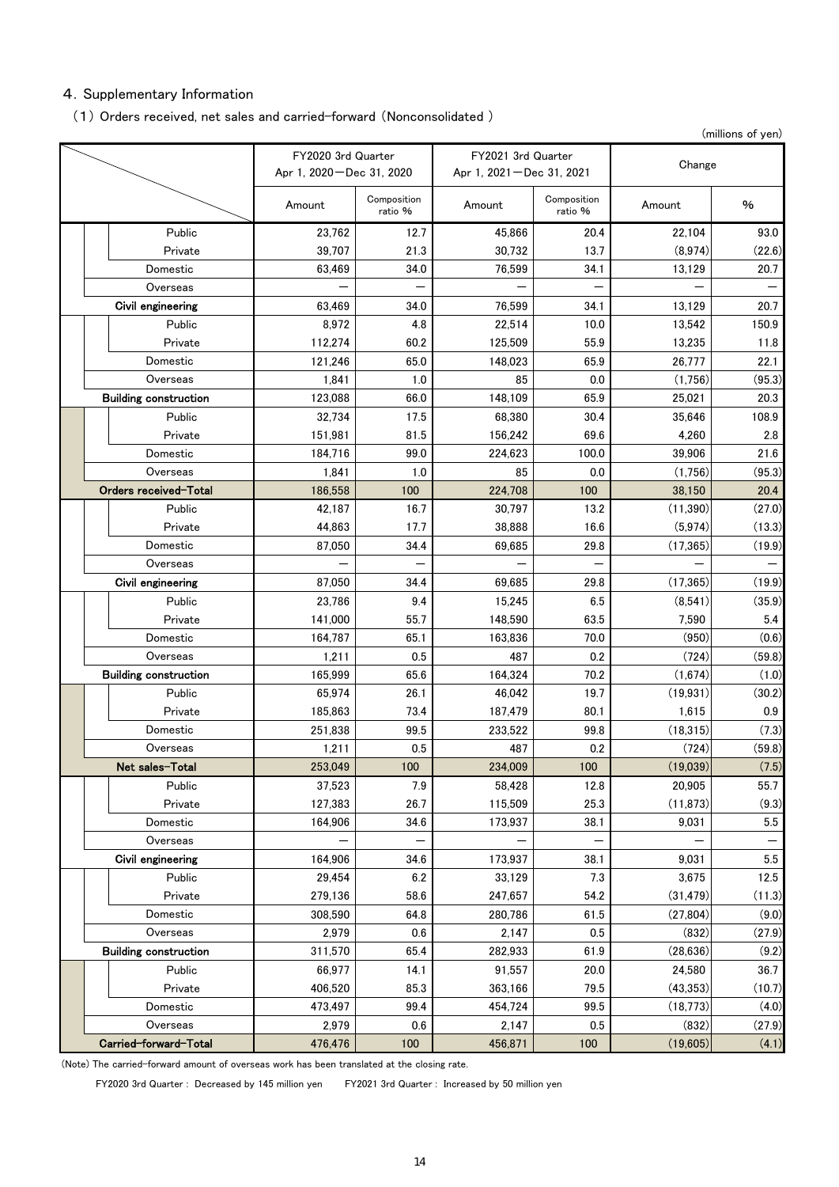## 4. Supplementary Information

### (1) Orders received, net sales and carried-forward (Nonconsolidated)

(millions of yen)

| | FY2020 3rd Quarter Apr 1, 2020－Dec 31, 2020 | | FY2021 3rd Quarter Apr 1, 2021－Dec 31, 2021 | | Change | |
|---|---|---|---|---|---|---|
| | Amount | Composition ratio % | Amount | Composition ratio % | Amount | % |
| Public | 23,762 | 12.7 | 45,866 | 20.4 | 22,104 | 93.0 |
| Private | 39,707 | 21.3 | 30,732 | 13.7 | (8,974) | (22.6) |
| Domestic | 63,469 | 34.0 | 76,599 | 34.1 | 13,129 | 20.7 |
| Overseas | — | — | — | — | — | — |
| **Civil engineering** | 63,469 | 34.0 | 76,599 | 34.1 | 13,129 | 20.7 |
| Public | 8,972 | 4.8 | 22,514 | 10.0 | 13,542 | 150.9 |
| Private | 112,274 | 60.2 | 125,509 | 55.9 | 13,235 | 11.8 |
| Domestic | 121,246 | 65.0 | 148,023 | 65.9 | 26,777 | 22.1 |
| Overseas | 1,841 | 1.0 | 85 | 0.0 | (1,756) | (95.3) |
| **Building construction** | 123,088 | 66.0 | 148,109 | 65.9 | 25,021 | 20.3 |
| Public | 32,734 | 17.5 | 68,380 | 30.4 | 35,646 | 108.9 |
| Private | 151,981 | 81.5 | 156,242 | 69.6 | 4,260 | 2.8 |
| Domestic | 184,716 | 99.0 | 224,623 | 100.0 | 39,906 | 21.6 |
| Overseas | 1,841 | 1.0 | 85 | 0.0 | (1,756) | (95.3) |
| **Orders received-Total** | 186,558 | 100 | 224,708 | 100 | 38,150 | 20.4 |
| Public | 42,187 | 16.7 | 30,797 | 13.2 | (11,390) | (27.0) |
| Private | 44,863 | 17.7 | 38,888 | 16.6 | (5,974) | (13.3) |
| Domestic | 87,050 | 34.4 | 69,685 | 29.8 | (17,365) | (19.9) |
| Overseas | — | — | — | — | — | — |
| **Civil engineering** | 87,050 | 34.4 | 69,685 | 29.8 | (17,365) | (19.9) |
| Public | 23,786 | 9.4 | 15,245 | 6.5 | (8,541) | (35.9) |
| Private | 141,000 | 55.7 | 148,590 | 63.5 | 7,590 | 5.4 |
| Domestic | 164,787 | 65.1 | 163,836 | 70.0 | (950) | (0.6) |
| Overseas | 1,211 | 0.5 | 487 | 0.2 | (724) | (59.8) |
| **Building construction** | 165,999 | 65.6 | 164,324 | 70.2 | (1,674) | (1.0) |
| Public | 65,974 | 26.1 | 46,042 | 19.7 | (19,931) | (30.2) |
| Private | 185,863 | 73.4 | 187,479 | 80.1 | 1,615 | 0.9 |
| Domestic | 251,838 | 99.5 | 233,522 | 99.8 | (18,315) | (7.3) |
| Overseas | 1,211 | 0.5 | 487 | 0.2 | (724) | (59.8) |
| **Net sales-Total** | 253,049 | 100 | 234,009 | 100 | (19,039) | (7.5) |
| Public | 37,523 | 7.9 | 58,428 | 12.8 | 20,905 | 55.7 |
| Private | 127,383 | 26.7 | 115,509 | 25.3 | (11,873) | (9.3) |
| Domestic | 164,906 | 34.6 | 173,937 | 38.1 | 9,031 | 5.5 |
| Overseas | — | — | — | — | — | — |
| **Civil engineering** | 164,906 | 34.6 | 173,937 | 38.1 | 9,031 | 5.5 |
| Public | 29,454 | 6.2 | 33,129 | 7.3 | 3,675 | 12.5 |
| Private | 279,136 | 58.6 | 247,657 | 54.2 | (31,479) | (11.3) |
| Domestic | 308,590 | 64.8 | 280,786 | 61.5 | (27,804) | (9.0) |
| Overseas | 2,979 | 0.6 | 2,147 | 0.5 | (832) | (27.9) |
| **Building construction** | 311,570 | 65.4 | 282,933 | 61.9 | (28,636) | (9.2) |
| Public | 66,977 | 14.1 | 91,557 | 20.0 | 24,580 | 36.7 |
| Private | 406,520 | 85.3 | 363,166 | 79.5 | (43,353) | (10.7) |
| Domestic | 473,497 | 99.4 | 454,724 | 99.5 | (18,773) | (4.0) |
| Overseas | 2,979 | 0.6 | 2,147 | 0.5 | (832) | (27.9) |
| **Carried-forward-Total** | 476,476 | 100 | 456,871 | 100 | (19,605) | (4.1) |

(Note) The carried-forward amount of overseas work has been translated at the closing rate.

FY2020 3rd Quarter : Decreased by 145 million yen　　FY2021 3rd Quarter : Increased by 50 million yen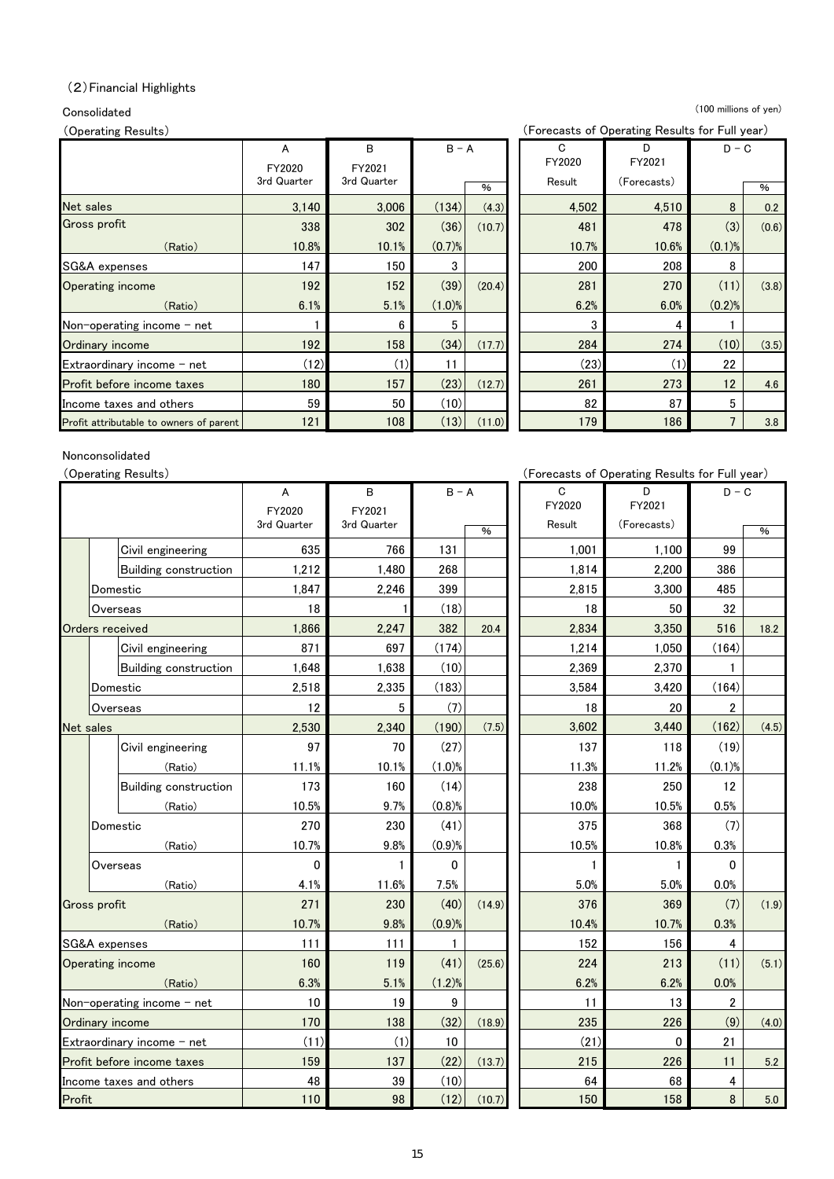## (2) Financial Highlights

Consolidated

(100 millions of yen)

(Operating Results) / (Forecasts of Operating Results for Full year)

| | A FY2020 3rd Quarter | B FY2021 3rd Quarter | B − A | % | C FY2020 Result | D FY2021 (Forecasts) | D − C | % |
|---|---|---|---|---|---|---|---|---|
| Net sales | 3,140 | 3,006 | (134) | (4.3) | 4,502 | 4,510 | 8 | 0.2 |
| Gross profit | 338 | 302 | (36) | (10.7) | 481 | 478 | (3) | (0.6) |
| (Ratio) | 10.8% | 10.1% | (0.7)% | | 10.7% | 10.6% | (0.1)% | |
| SG&A expenses | 147 | 150 | 3 | | 200 | 208 | 8 | |
| Operating income | 192 | 152 | (39) | (20.4) | 281 | 270 | (11) | (3.8) |
| (Ratio) | 6.1% | 5.1% | (1.0)% | | 6.2% | 6.0% | (0.2)% | |
| Non-operating income − net | 1 | 6 | 5 | | 3 | 4 | 1 | |
| Ordinary income | 192 | 158 | (34) | (17.7) | 284 | 274 | (10) | (3.5) |
| Extraordinary income − net | (12) | (1) | 11 | | (23) | (1) | 22 | |
| Profit before income taxes | 180 | 157 | (23) | (12.7) | 261 | 273 | 12 | 4.6 |
| Income taxes and others | 59 | 50 | (10) | | 82 | 87 | 5 | |
| Profit attributable to owners of parent | 121 | 108 | (13) | (11.0) | 179 | 186 | 7 | 3.8 |

Nonconsolidated

(Operating Results) / (Forecasts of Operating Results for Full year)

| | A FY2020 3rd Quarter | B FY2021 3rd Quarter | B − A | % | C FY2020 Result | D FY2021 (Forecasts) | D − C | % |
|---|---|---|---|---|---|---|---|---|
| Civil engineering | 635 | 766 | 131 | | 1,001 | 1,100 | 99 | |
| Building construction | 1,212 | 1,480 | 268 | | 1,814 | 2,200 | 386 | |
| Domestic | 1,847 | 2,246 | 399 | | 2,815 | 3,300 | 485 | |
| Overseas | 18 | 1 | (18) | | 18 | 50 | 32 | |
| Orders received | 1,866 | 2,247 | 382 | 20.4 | 2,834 | 3,350 | 516 | 18.2 |
| Civil engineering | 871 | 697 | (174) | | 1,214 | 1,050 | (164) | |
| Building construction | 1,648 | 1,638 | (10) | | 2,369 | 2,370 | 1 | |
| Domestic | 2,518 | 2,335 | (183) | | 3,584 | 3,420 | (164) | |
| Overseas | 12 | 5 | (7) | | 18 | 20 | 2 | |
| Net sales | 2,530 | 2,340 | (190) | (7.5) | 3,602 | 3,440 | (162) | (4.5) |
| Civil engineering | 97 | 70 | (27) | | 137 | 118 | (19) | |
| (Ratio) | 11.1% | 10.1% | (1.0)% | | 11.3% | 11.2% | (0.1)% | |
| Building construction | 173 | 160 | (14) | | 238 | 250 | 12 | |
| (Ratio) | 10.5% | 9.7% | (0.8)% | | 10.0% | 10.5% | 0.5% | |
| Domestic | 270 | 230 | (41) | | 375 | 368 | (7) | |
| (Ratio) | 10.7% | 9.8% | (0.9)% | | 10.5% | 10.8% | 0.3% | |
| Overseas | 0 | 1 | 0 | | 1 | 1 | 0 | |
| (Ratio) | 4.1% | 11.6% | 7.5% | | 5.0% | 5.0% | 0.0% | |
| Gross profit | 271 | 230 | (40) | (14.9) | 376 | 369 | (7) | (1.9) |
| (Ratio) | 10.7% | 9.8% | (0.9)% | | 10.4% | 10.7% | 0.3% | |
| SG&A expenses | 111 | 111 | 1 | | 152 | 156 | 4 | |
| Operating income | 160 | 119 | (41) | (25.6) | 224 | 213 | (11) | (5.1) |
| (Ratio) | 6.3% | 5.1% | (1.2)% | | 6.2% | 6.2% | 0.0% | |
| Non-operating income − net | 10 | 19 | 9 | | 11 | 13 | 2 | |
| Ordinary income | 170 | 138 | (32) | (18.9) | 235 | 226 | (9) | (4.0) |
| Extraordinary income − net | (11) | (1) | 10 | | (21) | 0 | 21 | |
| Profit before income taxes | 159 | 137 | (22) | (13.7) | 215 | 226 | 11 | 5.2 |
| Income taxes and others | 48 | 39 | (10) | | 64 | 68 | 4 | |
| Profit | 110 | 98 | (12) | (10.7) | 150 | 158 | 8 | 5.0 |